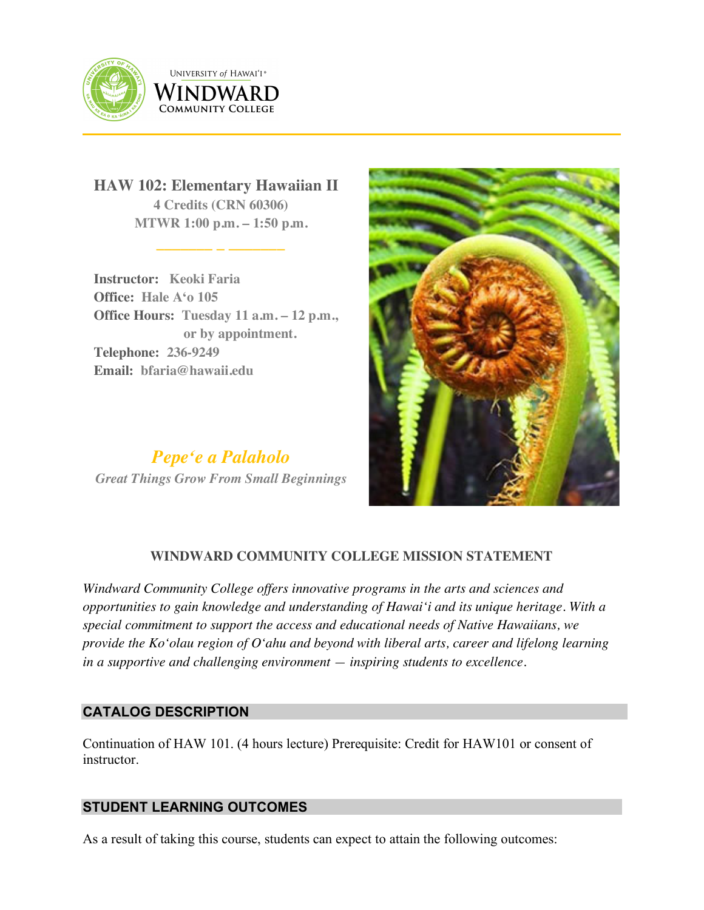UNIVERSITY of HAWAIʻI®
WINDWARD
COMMUNITY COLLEGE

# HAW 102: Elementary Hawaiian II

**4 Credits (CRN 60306)**
**MTWR 1:00 p.m. – 1:50 p.m.**

**Instructor:** Keoki Faria
**Office:** Hale Aʻo 105
**Office Hours:** Tuesday 11 a.m. – 12 p.m., or by appointment.
**Telephone:** 236-9249
**Email:** bfaria@hawaii.edu

***Pepeʻe a Palaholo***
*Great Things Grow From Small Beginnings*

## WINDWARD COMMUNITY COLLEGE MISSION STATEMENT

*Windward Community College offers innovative programs in the arts and sciences and opportunities to gain knowledge and understanding of Hawaiʻi and its unique heritage. With a special commitment to support the access and educational needs of Native Hawaiians, we provide the Koʻolau region of Oʻahu and beyond with liberal arts, career and lifelong learning in a supportive and challenging environment — inspiring students to excellence.*

## CATALOG DESCRIPTION

Continuation of HAW 101. (4 hours lecture) Prerequisite: Credit for HAW101 or consent of instructor.

## STUDENT LEARNING OUTCOMES

As a result of taking this course, students can expect to attain the following outcomes: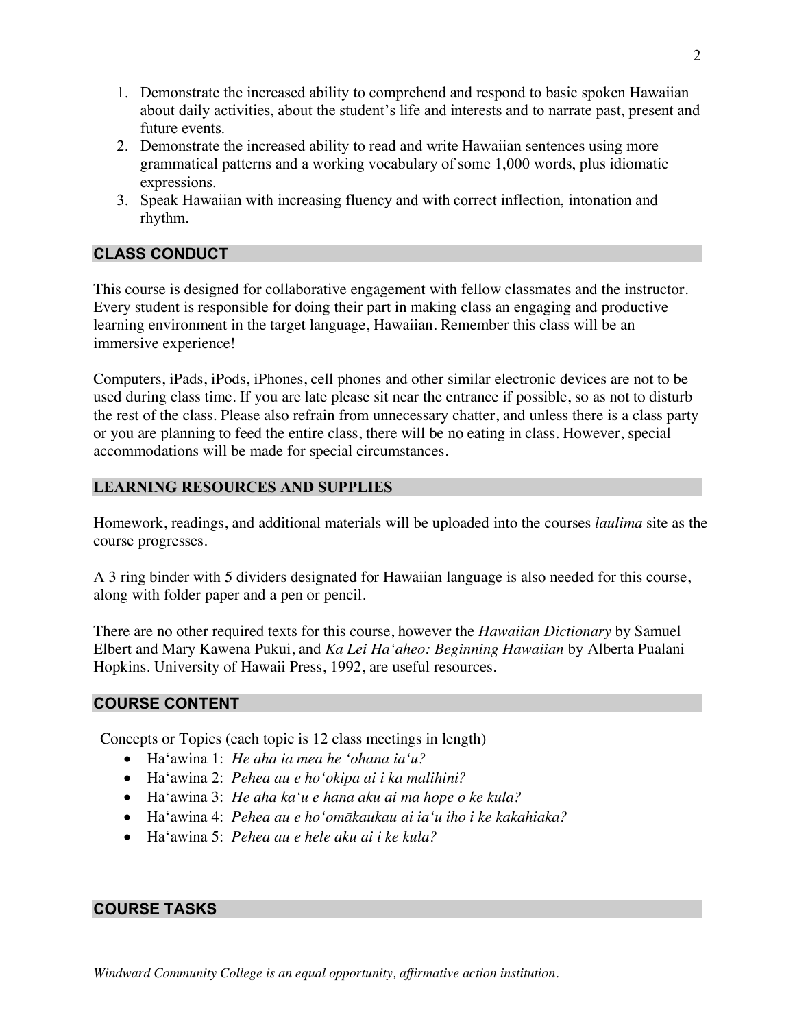1. Demonstrate the increased ability to comprehend and respond to basic spoken Hawaiian about daily activities, about the student's life and interests and to narrate past, present and future events.
2. Demonstrate the increased ability to read and write Hawaiian sentences using more grammatical patterns and a working vocabulary of some 1,000 words, plus idiomatic expressions.
3. Speak Hawaiian with increasing fluency and with correct inflection, intonation and rhythm.

## CLASS CONDUCT

This course is designed for collaborative engagement with fellow classmates and the instructor. Every student is responsible for doing their part in making class an engaging and productive learning environment in the target language, Hawaiian. Remember this class will be an immersive experience!

Computers, iPads, iPods, iPhones, cell phones and other similar electronic devices are not to be used during class time. If you are late please sit near the entrance if possible, so as not to disturb the rest of the class. Please also refrain from unnecessary chatter, and unless there is a class party or you are planning to feed the entire class, there will be no eating in class. However, special accommodations will be made for special circumstances.

## LEARNING RESOURCES AND SUPPLIES

Homework, readings, and additional materials will be uploaded into the courses *laulima* site as the course progresses.

A 3 ring binder with 5 dividers designated for Hawaiian language is also needed for this course, along with folder paper and a pen or pencil.

There are no other required texts for this course, however the *Hawaiian Dictionary* by Samuel Elbert and Mary Kawena Pukui, and *Ka Lei Ha'aheo: Beginning Hawaiian* by Alberta Pualani Hopkins. University of Hawaii Press, 1992, are useful resources.

## COURSE CONTENT

Concepts or Topics (each topic is 12 class meetings in length)

- Ha'awina 1: *He aha ia mea he 'ohana ia'u?*
- Ha'awina 2: *Pehea au e ho'okipa ai i ka malihini?*
- Ha'awina 3: *He aha ka'u e hana aku ai ma hope o ke kula?*
- Ha'awina 4: *Pehea au e ho'omākaukau ai ia'u iho i ke kakahiaka?*
- Ha'awina 5: *Pehea au e hele aku ai i ke kula?*

## COURSE TASKS

*Windward Community College is an equal opportunity, affirmative action institution.*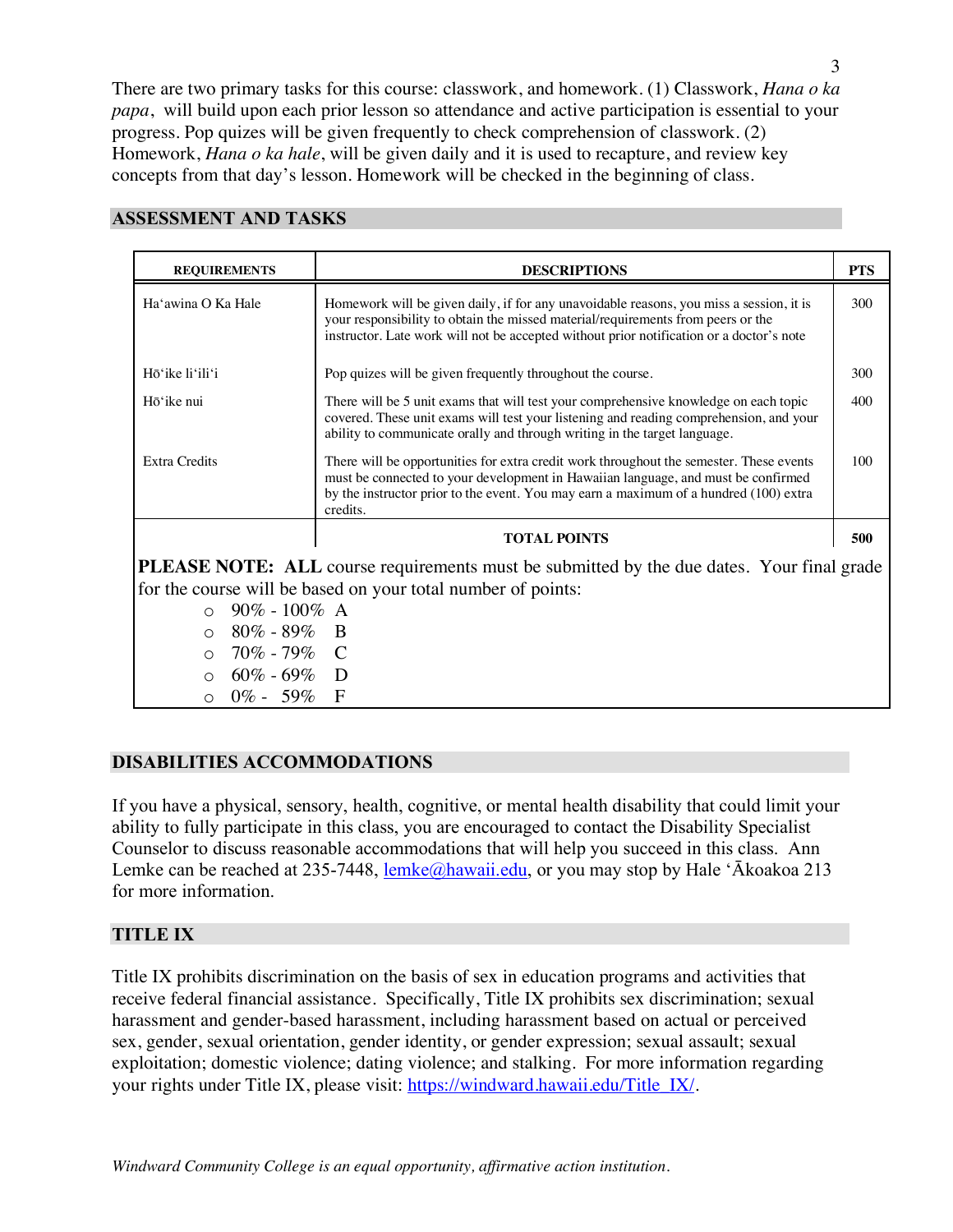There are two primary tasks for this course: classwork, and homework. (1) Classwork, *Hana o ka papa*, will build upon each prior lesson so attendance and active participation is essential to your progress. Pop quizes will be given frequently to check comprehension of classwork. (2) Homework, *Hana o ka hale*, will be given daily and it is used to recapture, and review key concepts from that day's lesson. Homework will be checked in the beginning of class.

## ASSESSMENT AND TASKS

| REQUIREMENTS | DESCRIPTIONS | PTS |
|---|---|---|
| Haʻawina O Ka Hale | Homework will be given daily, if for any unavoidable reasons, you miss a session, it is your responsibility to obtain the missed material/requirements from peers or the instructor. Late work will not be accepted without prior notification or a doctor's note | 300 |
| Hōʻike liʻiliʻi | Pop quizes will be given frequently throughout the course. | 300 |
| Hōʻike nui | There will be 5 unit exams that will test your comprehensive knowledge on each topic covered. These unit exams will test your listening and reading comprehension, and your ability to communicate orally and through writing in the target language. | 400 |
| Extra Credits | There will be opportunities for extra credit work throughout the semester. These events must be connected to your development in Hawaiian language, and must be confirmed by the instructor prior to the event. You may earn a maximum of a hundred (100) extra credits. | 100 |
| | **TOTAL POINTS** | **500** |

**PLEASE NOTE: ALL** course requirements must be submitted by the due dates. Your final grade for the course will be based on your total number of points:

- 90% - 100% A
- 80% - 89% B
- 70% - 79% C
- 60% - 69% D
- 0% - 59% F

## DISABILITIES ACCOMMODATIONS

If you have a physical, sensory, health, cognitive, or mental health disability that could limit your ability to fully participate in this class, you are encouraged to contact the Disability Specialist Counselor to discuss reasonable accommodations that will help you succeed in this class. Ann Lemke can be reached at 235-7448, lemke@hawaii.edu, or you may stop by Hale ʻĀkoakoa 213 for more information.

## TITLE IX

Title IX prohibits discrimination on the basis of sex in education programs and activities that receive federal financial assistance. Specifically, Title IX prohibits sex discrimination; sexual harassment and gender-based harassment, including harassment based on actual or perceived sex, gender, sexual orientation, gender identity, or gender expression; sexual assault; sexual exploitation; domestic violence; dating violence; and stalking. For more information regarding your rights under Title IX, please visit: https://windward.hawaii.edu/Title_IX/.

*Windward Community College is an equal opportunity, affirmative action institution.*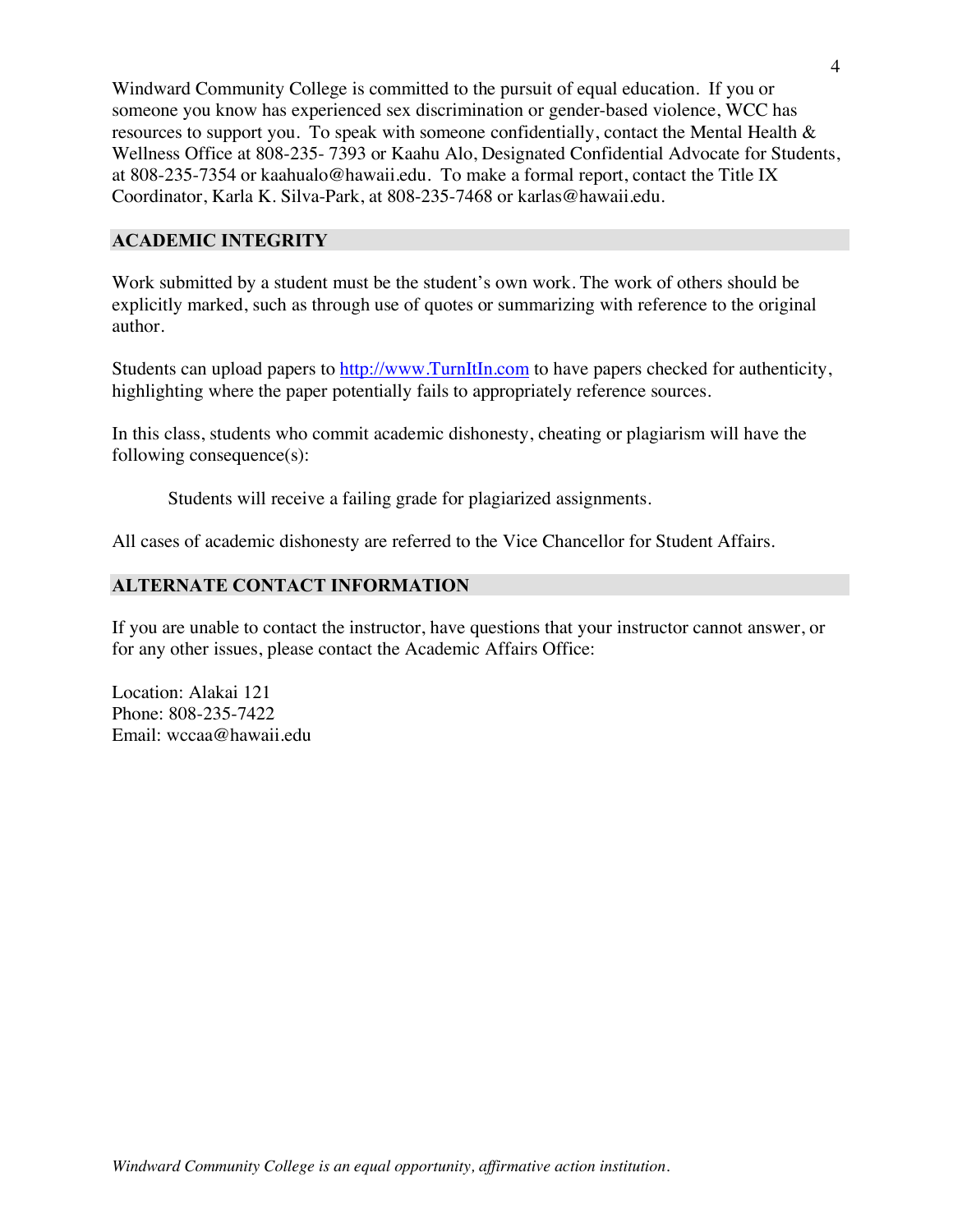Windward Community College is committed to the pursuit of equal education. If you or someone you know has experienced sex discrimination or gender-based violence, WCC has resources to support you. To speak with someone confidentially, contact the Mental Health & Wellness Office at 808-235- 7393 or Kaahu Alo, Designated Confidential Advocate for Students, at 808-235-7354 or kaahualo@hawaii.edu. To make a formal report, contact the Title IX Coordinator, Karla K. Silva-Park, at 808-235-7468 or karlas@hawaii.edu.

## ACADEMIC INTEGRITY

Work submitted by a student must be the student's own work. The work of others should be explicitly marked, such as through use of quotes or summarizing with reference to the original author.

Students can upload papers to [http://www.TurnItIn.com](http://www.TurnItIn.com) to have papers checked for authenticity, highlighting where the paper potentially fails to appropriately reference sources.

In this class, students who commit academic dishonesty, cheating or plagiarism will have the following consequence(s):

> Students will receive a failing grade for plagiarized assignments.

All cases of academic dishonesty are referred to the Vice Chancellor for Student Affairs.

## ALTERNATE CONTACT INFORMATION

If you are unable to contact the instructor, have questions that your instructor cannot answer, or for any other issues, please contact the Academic Affairs Office:

Location: Alakai 121
Phone: 808-235-7422
Email: wccaa@hawaii.edu

*Windward Community College is an equal opportunity, affirmative action institution.*